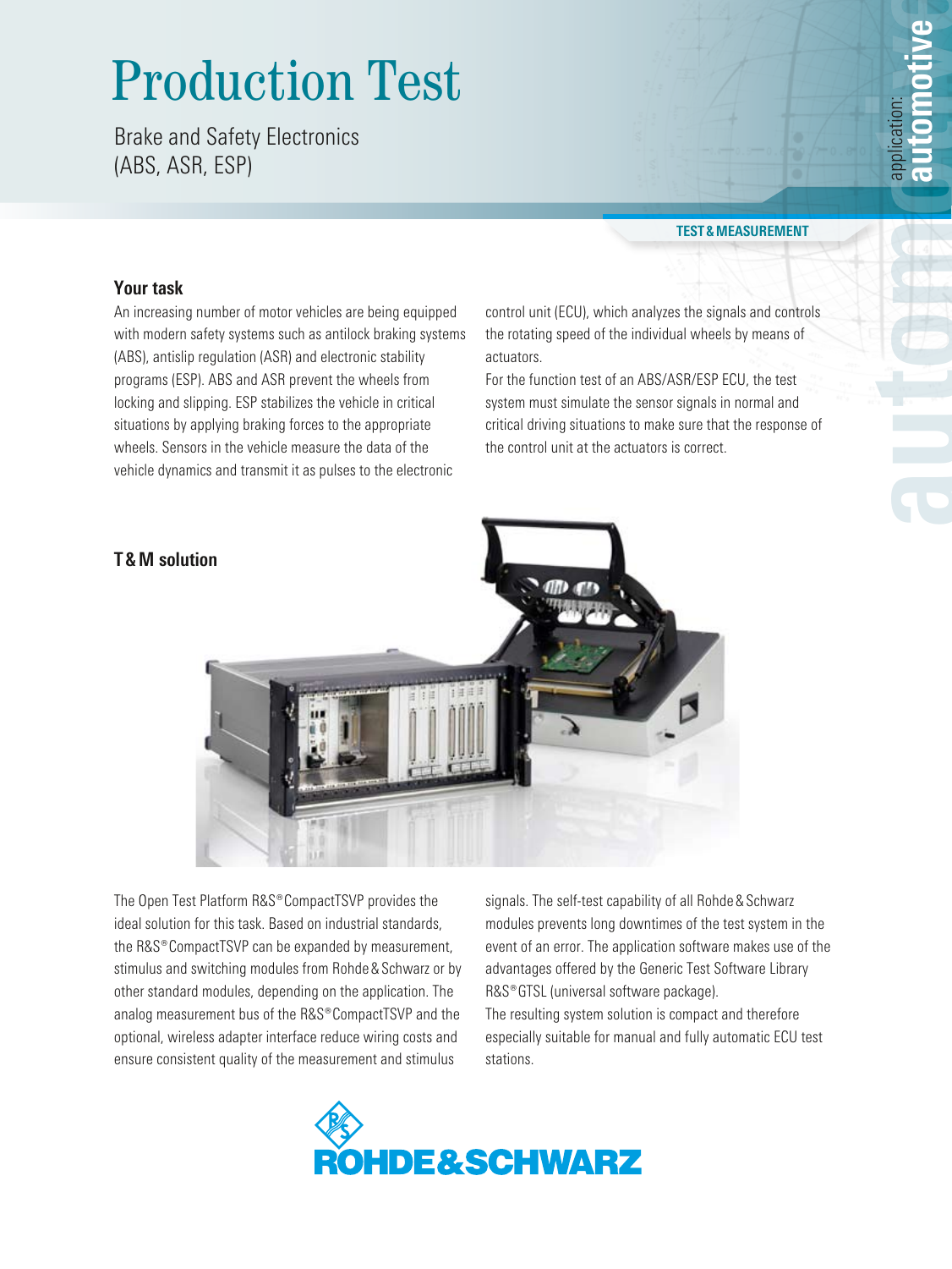# Production Test

Brake and Safety Electronics
(ABS, ASR, ESP)

application: **automotive**

**TEST & MEASUREMENT**

## Your task

An increasing number of motor vehicles are being equipped with modern safety systems such as antilock braking systems (ABS), antislip regulation (ASR) and electronic stability programs (ESP). ABS and ASR prevent the wheels from locking and slipping. ESP stabilizes the vehicle in critical situations by applying braking forces to the appropriate wheels. Sensors in the vehicle measure the data of the vehicle dynamics and transmit it as pulses to the electronic control unit (ECU), which analyzes the signals and controls the rotating speed of the individual wheels by means of actuators.

For the function test of an ABS/ASR/ESP ECU, the test system must simulate the sensor signals in normal and critical driving situations to make sure that the response of the control unit at the actuators is correct.

## T & M solution

The Open Test Platform R&S® CompactTSVP provides the ideal solution for this task. Based on industrial standards, the R&S® CompactTSVP can be expanded by measurement, stimulus and switching modules from Rohde & Schwarz or by other standard modules, depending on the application. The analog measurement bus of the R&S® CompactTSVP and the optional, wireless adapter interface reduce wiring costs and ensure consistent quality of the measurement and stimulus signals. The self-test capability of all Rohde & Schwarz modules prevents long downtimes of the test system in the event of an error. The application software makes use of the advantages offered by the Generic Test Software Library R&S® GTSL (universal software package).

The resulting system solution is compact and therefore especially suitable for manual and fully automatic ECU test stations.

ROHDE & SCHWARZ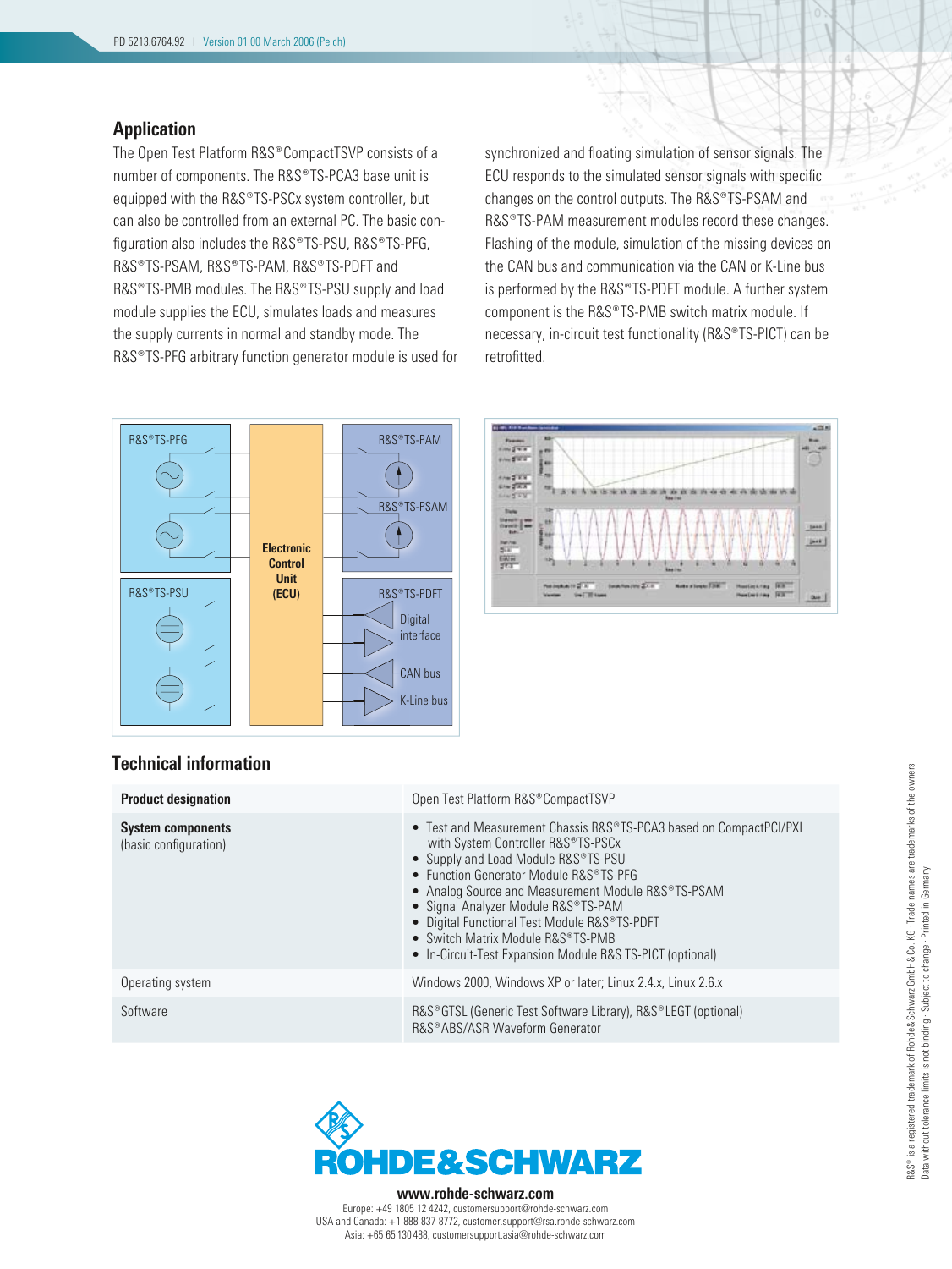## Application

The Open Test Platform R&S®CompactTSVP consists of a number of components. The R&S®TS-PCA3 base unit is equipped with the R&S®TS-PSCx system controller, but can also be controlled from an external PC. The basic configuration also includes the R&S®TS-PSU, R&S®TS-PFG, R&S®TS-PSAM, R&S®TS-PAM, R&S®TS-PDFT and R&S®TS-PMB modules. The R&S®TS-PSU supply and load module supplies the ECU, simulates loads and measures the supply currents in normal and standby mode. The R&S®TS-PFG arbitrary function generator module is used for synchronized and floating simulation of sensor signals. The ECU responds to the simulated sensor signals with specific changes on the control outputs. The R&S®TS-PSAM and R&S®TS-PAM measurement modules record these changes. Flashing of the module, simulation of the missing devices on the CAN bus and communication via the CAN or K-Line bus is performed by the R&S®TS-PDFT module. A further system component is the R&S®TS-PMB switch matrix module. If necessary, in-circuit test functionality (R&S®TS-PICT) can be retrofitted.

R&S®TS-PFG

R&S®TS-PSU

Electronic Control Unit (ECU)

R&S®TS-PAM

R&S®TS-PSAM

R&S®TS-PDFT

Digital interface

CAN bus

K-Line bus

## Technical information

| | |
|---|---|
| **Product designation** | Open Test Platform R&S®CompactTSVP |
| **System components** (basic configuration) | • Test and Measurement Chassis R&S®TS-PCA3 based on CompactPCI/PXI with System Controller R&S®TS-PSCx<br>• Supply and Load Module R&S®TS-PSU<br>• Function Generator Module R&S®TS-PFG<br>• Analog Source and Measurement Module R&S®TS-PSAM<br>• Signal Analyzer Module R&S®TS-PAM<br>• Digital Functional Test Module R&S®TS-PDFT<br>• Switch Matrix Module R&S®TS-PMB<br>• In-Circuit-Test Expansion Module R&S TS-PICT (optional) |
| Operating system | Windows 2000, Windows XP or later; Linux 2.4.x, Linux 2.6.x |
| Software | R&S®GTSL (Generic Test Software Library), R&S®LEGT (optional)<br>R&S®ABS/ASR Waveform Generator |

ROHDE&SCHWARZ

**www.rohde-schwarz.com**

Europe: +49 1805 12 4242, customersupport@rohde-schwarz.com
USA and Canada: +1-888-837-8772, customer.support@rsa.rohde-schwarz.com
Asia: +65 65 130 488, customersupport.asia@rohde-schwarz.com

R&S® is a registered trademark of Rohde&Schwarz GmbH&Co. KG · Trade names are trademarks of the owners
Data without tolerance limits is not binding · Subject to change · Printed in Germany